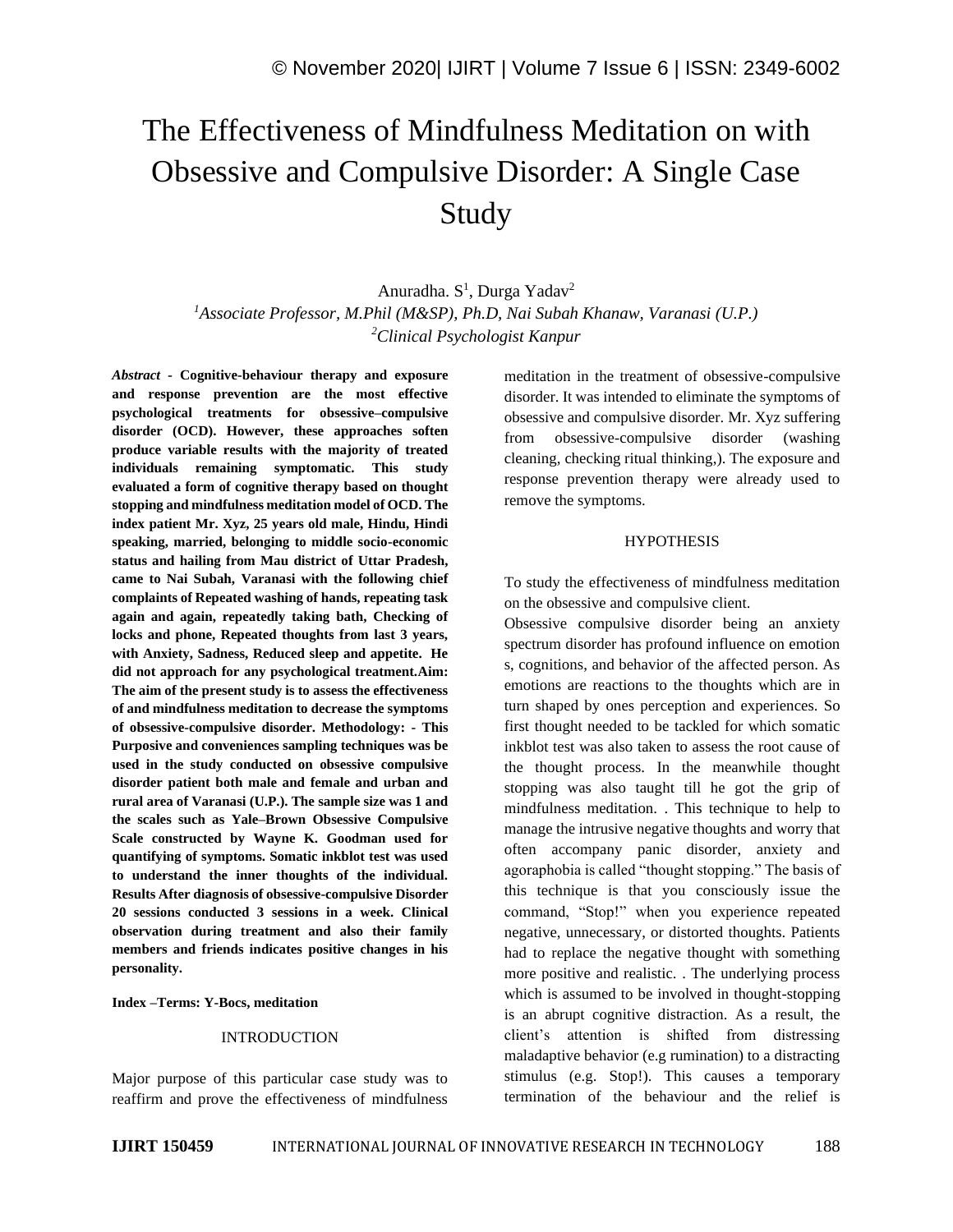# The Effectiveness of Mindfulness Meditation on with Obsessive and Compulsive Disorder: A Single Case Study

Anuradha. S[1], Durga Yadav[2]

[1]*Associate Professor, M.Phil (M&SP), Ph.D, Nai Subah Khanaw, Varanasi (U.P.)*

[2]*Clinical Psychologist Kanpur*

***Abstract*** - **Cognitive-behaviour therapy and exposure and response prevention are the most effective psychological treatments for obsessive–compulsive disorder (OCD). However, these approaches soften produce variable results with the majority of treated individuals remaining symptomatic. This study evaluated a form of cognitive therapy based on thought stopping and mindfulness meditation model of OCD. The index patient Mr. Xyz, 25 years old male, Hindu, Hindi speaking, married, belonging to middle socio-economic status and hailing from Mau district of Uttar Pradesh, came to Nai Subah, Varanasi with the following chief complaints of Repeated washing of hands, repeating task again and again, repeatedly taking bath, Checking of locks and phone, Repeated thoughts from last 3 years, with Anxiety, Sadness, Reduced sleep and appetite. He did not approach for any psychological treatment.Aim: The aim of the present study is to assess the effectiveness of and mindfulness meditation to decrease the symptoms of obsessive-compulsive disorder. Methodology: - This Purposive and conveniences sampling techniques was be used in the study conducted on obsessive compulsive disorder patient both male and female and urban and rural area of Varanasi (U.P.). The sample size was 1 and the scales such as Yale–Brown Obsessive Compulsive Scale constructed by Wayne K. Goodman used for quantifying of symptoms. Somatic inkblot test was used to understand the inner thoughts of the individual. Results After diagnosis of obsessive-compulsive Disorder 20 sessions conducted 3 sessions in a week. Clinical observation during treatment and also their family members and friends indicates positive changes in his personality.**

**Index –Terms: Y-Bocs, meditation**

## INTRODUCTION

Major purpose of this particular case study was to reaffirm and prove the effectiveness of mindfulness meditation in the treatment of obsessive-compulsive disorder. It was intended to eliminate the symptoms of obsessive and compulsive disorder. Mr. Xyz suffering from obsessive-compulsive disorder (washing cleaning, checking ritual thinking,). The exposure and response prevention therapy were already used to remove the symptoms.

## HYPOTHESIS

To study the effectiveness of mindfulness meditation on the obsessive and compulsive client.

Obsessive compulsive disorder being an anxiety spectrum disorder has profound influence on emotion s, cognitions, and behavior of the affected person. As emotions are reactions to the thoughts which are in turn shaped by ones perception and experiences. So first thought needed to be tackled for which somatic inkblot test was also taken to assess the root cause of the thought process. In the meanwhile thought stopping was also taught till he got the grip of mindfulness meditation. . This technique to help to manage the intrusive negative thoughts and worry that often accompany panic disorder, anxiety and agoraphobia is called "thought stopping." The basis of this technique is that you consciously issue the command, "Stop!" when you experience repeated negative, unnecessary, or distorted thoughts. Patients had to replace the negative thought with something more positive and realistic. . The underlying process which is assumed to be involved in thought-stopping is an abrupt cognitive distraction. As a result, the client's attention is shifted from distressing maladaptive behavior (e.g rumination) to a distracting stimulus (e.g. Stop!). This causes a temporary termination of the behaviour and the relief is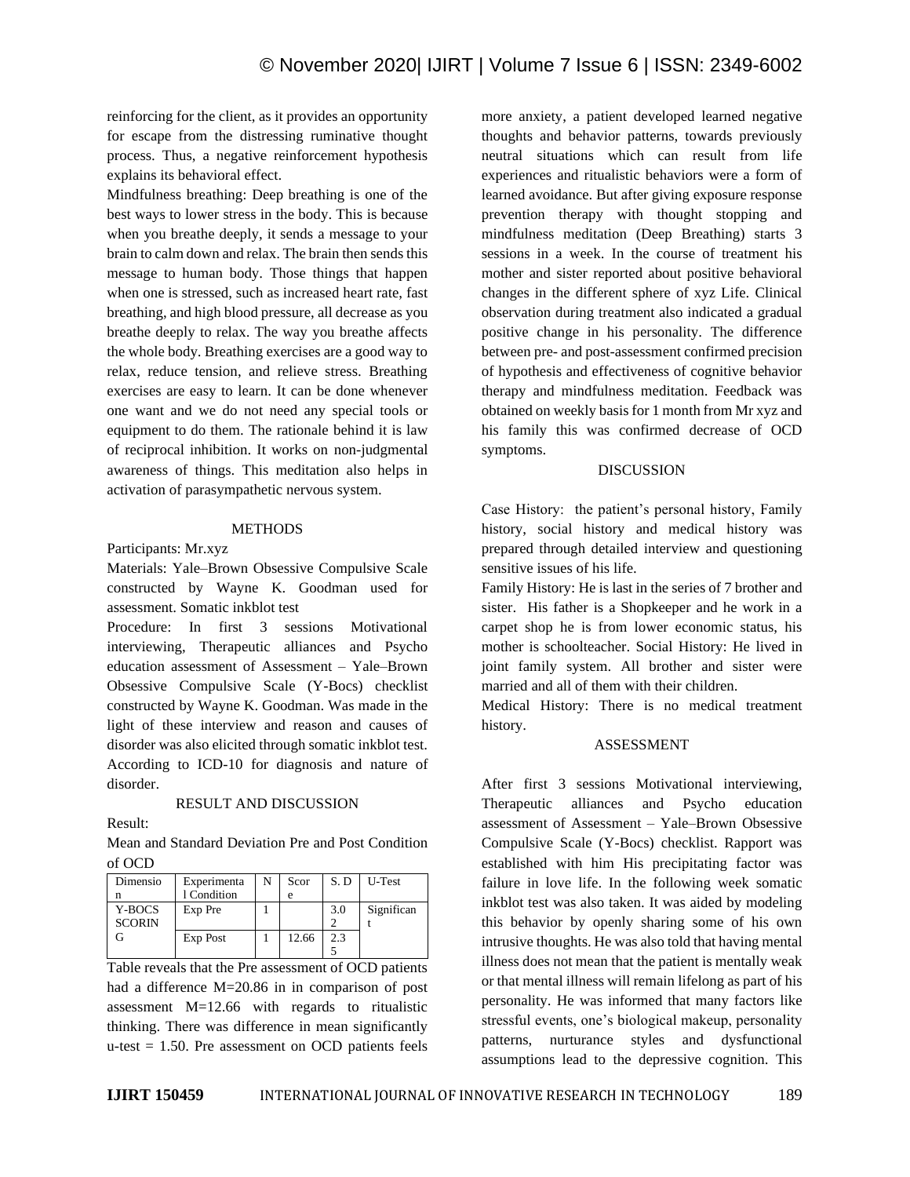reinforcing for the client, as it provides an opportunity for escape from the distressing ruminative thought process. Thus, a negative reinforcement hypothesis explains its behavioral effect.

Mindfulness breathing: Deep breathing is one of the best ways to lower stress in the body. This is because when you breathe deeply, it sends a message to your brain to calm down and relax. The brain then sends this message to human body. Those things that happen when one is stressed, such as increased heart rate, fast breathing, and high blood pressure, all decrease as you breathe deeply to relax. The way you breathe affects the whole body. Breathing exercises are a good way to relax, reduce tension, and relieve stress. Breathing exercises are easy to learn. It can be done whenever one want and we do not need any special tools or equipment to do them. The rationale behind it is law of reciprocal inhibition. It works on non-judgmental awareness of things. This meditation also helps in activation of parasympathetic nervous system.

## METHODS

Participants: Mr.xyz

Materials: Yale–Brown Obsessive Compulsive Scale constructed by Wayne K. Goodman used for assessment. Somatic inkblot test

Procedure: In first 3 sessions Motivational interviewing, Therapeutic alliances and Psycho education assessment of Assessment – Yale–Brown Obsessive Compulsive Scale (Y-Bocs) checklist constructed by Wayne K. Goodman. Was made in the light of these interview and reason and causes of disorder was also elicited through somatic inkblot test. According to ICD-10 for diagnosis and nature of disorder.

## RESULT AND DISCUSSION

Result:

Mean and Standard Deviation Pre and Post Condition of OCD

| Dimension | Experimental Condition | N | Score | S. D | U-Test |
|---|---|---|---|---|---|
| Y-BOCS SCORING | Exp Pre | 1 | | 3.02 | Significant |
| | Exp Post | 1 | 12.66 | 2.35 | |

Table reveals that the Pre assessment of OCD patients had a difference M=20.86 in in comparison of post assessment M=12.66 with regards to ritualistic thinking. There was difference in mean significantly u-test = 1.50. Pre assessment on OCD patients feels more anxiety, a patient developed learned negative thoughts and behavior patterns, towards previously neutral situations which can result from life experiences and ritualistic behaviors were a form of learned avoidance. But after giving exposure response prevention therapy with thought stopping and mindfulness meditation (Deep Breathing) starts 3 sessions in a week. In the course of treatment his mother and sister reported about positive behavioral changes in the different sphere of xyz Life. Clinical observation during treatment also indicated a gradual positive change in his personality. The difference between pre- and post-assessment confirmed precision of hypothesis and effectiveness of cognitive behavior therapy and mindfulness meditation. Feedback was obtained on weekly basis for 1 month from Mr xyz and his family this was confirmed decrease of OCD symptoms.

## DISCUSSION

Case History: the patient's personal history, Family history, social history and medical history was prepared through detailed interview and questioning sensitive issues of his life.

Family History: He is last in the series of 7 brother and sister. His father is a Shopkeeper and he work in a carpet shop he is from lower economic status, his mother is schoolteacher. Social History: He lived in joint family system. All brother and sister were married and all of them with their children.

Medical History: There is no medical treatment history.

## ASSESSMENT

After first 3 sessions Motivational interviewing, Therapeutic alliances and Psycho education assessment of Assessment – Yale–Brown Obsessive Compulsive Scale (Y-Bocs) checklist. Rapport was established with him His precipitating factor was failure in love life. In the following week somatic inkblot test was also taken. It was aided by modeling this behavior by openly sharing some of his own intrusive thoughts. He was also told that having mental illness does not mean that the patient is mentally weak or that mental illness will remain lifelong as part of his personality. He was informed that many factors like stressful events, one's biological makeup, personality patterns, nurturance styles and dysfunctional assumptions lead to the depressive cognition. This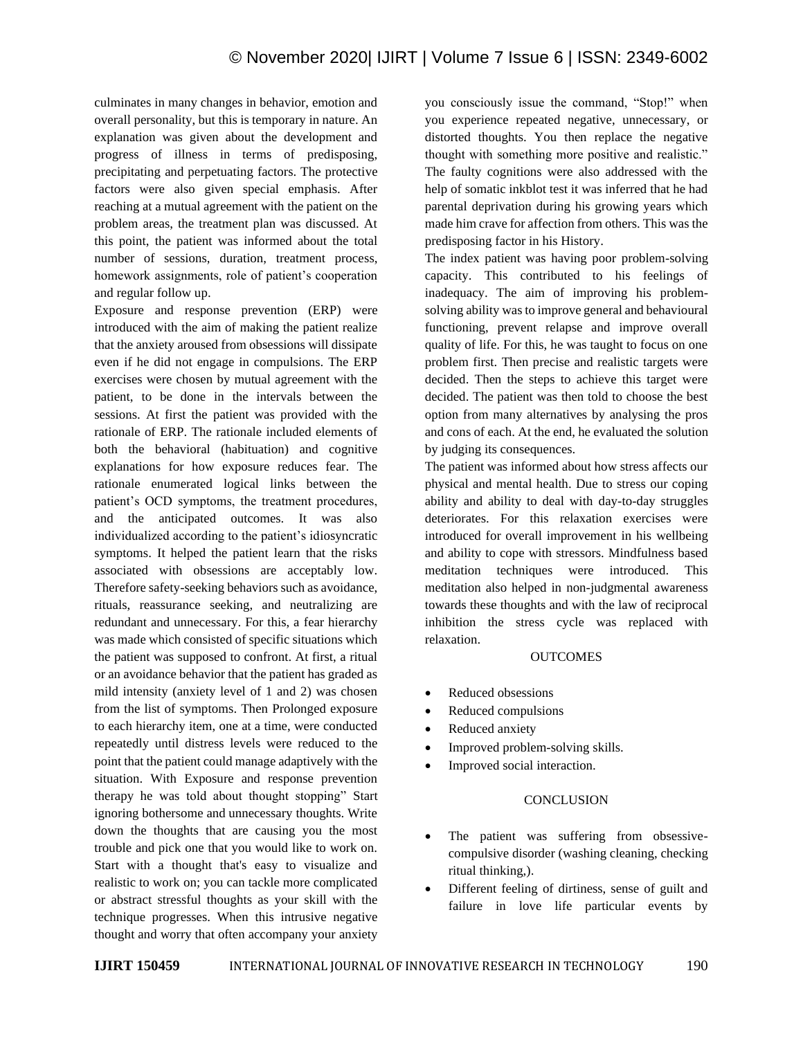culminates in many changes in behavior, emotion and overall personality, but this is temporary in nature. An explanation was given about the development and progress of illness in terms of predisposing, precipitating and perpetuating factors. The protective factors were also given special emphasis. After reaching at a mutual agreement with the patient on the problem areas, the treatment plan was discussed. At this point, the patient was informed about the total number of sessions, duration, treatment process, homework assignments, role of patient's cooperation and regular follow up.

Exposure and response prevention (ERP) were introduced with the aim of making the patient realize that the anxiety aroused from obsessions will dissipate even if he did not engage in compulsions. The ERP exercises were chosen by mutual agreement with the patient, to be done in the intervals between the sessions. At first the patient was provided with the rationale of ERP. The rationale included elements of both the behavioral (habituation) and cognitive explanations for how exposure reduces fear. The rationale enumerated logical links between the patient's OCD symptoms, the treatment procedures, and the anticipated outcomes. It was also individualized according to the patient's idiosyncratic symptoms. It helped the patient learn that the risks associated with obsessions are acceptably low. Therefore safety-seeking behaviors such as avoidance, rituals, reassurance seeking, and neutralizing are redundant and unnecessary. For this, a fear hierarchy was made which consisted of specific situations which the patient was supposed to confront. At first, a ritual or an avoidance behavior that the patient has graded as mild intensity (anxiety level of 1 and 2) was chosen from the list of symptoms. Then Prolonged exposure to each hierarchy item, one at a time, were conducted repeatedly until distress levels were reduced to the point that the patient could manage adaptively with the situation. With Exposure and response prevention therapy he was told about thought stopping" Start ignoring bothersome and unnecessary thoughts. Write down the thoughts that are causing you the most trouble and pick one that you would like to work on. Start with a thought that's easy to visualize and realistic to work on; you can tackle more complicated or abstract stressful thoughts as your skill with the technique progresses. When this intrusive negative thought and worry that often accompany your anxiety you consciously issue the command, "Stop!" when you experience repeated negative, unnecessary, or distorted thoughts. You then replace the negative thought with something more positive and realistic." The faulty cognitions were also addressed with the help of somatic inkblot test it was inferred that he had parental deprivation during his growing years which made him crave for affection from others. This was the predisposing factor in his History.

The index patient was having poor problem-solving capacity. This contributed to his feelings of inadequacy. The aim of improving his problem-solving ability was to improve general and behavioural functioning, prevent relapse and improve overall quality of life. For this, he was taught to focus on one problem first. Then precise and realistic targets were decided. Then the steps to achieve this target were decided. The patient was then told to choose the best option from many alternatives by analysing the pros and cons of each. At the end, he evaluated the solution by judging its consequences.

The patient was informed about how stress affects our physical and mental health. Due to stress our coping ability and ability to deal with day-to-day struggles deteriorates. For this relaxation exercises were introduced for overall improvement in his wellbeing and ability to cope with stressors. Mindfulness based meditation techniques were introduced. This meditation also helped in non-judgmental awareness towards these thoughts and with the law of reciprocal inhibition the stress cycle was replaced with relaxation.

## OUTCOMES

- Reduced obsessions
- Reduced compulsions
- Reduced anxiety
- Improved problem-solving skills.
- Improved social interaction.

## CONCLUSION

- The patient was suffering from obsessive-compulsive disorder (washing cleaning, checking ritual thinking,).
- Different feeling of dirtiness, sense of guilt and failure in love life particular events by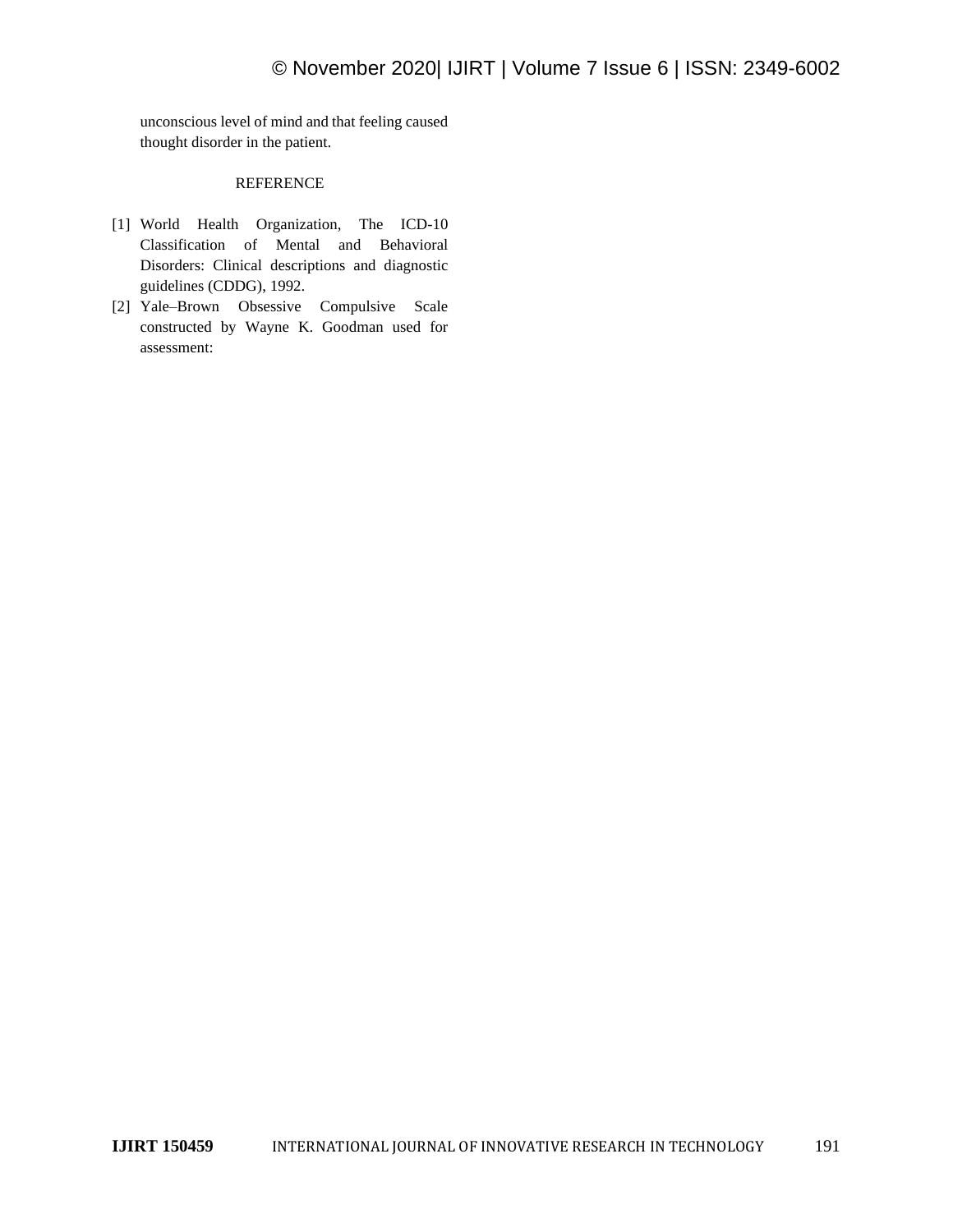unconscious level of mind and that feeling caused thought disorder in the patient.

## REFERENCE

[1] World Health Organization, The ICD-10 Classification of Mental and Behavioral Disorders: Clinical descriptions and diagnostic guidelines (CDDG), 1992.

[2] Yale–Brown Obsessive Compulsive Scale constructed by Wayne K. Goodman used for assessment: